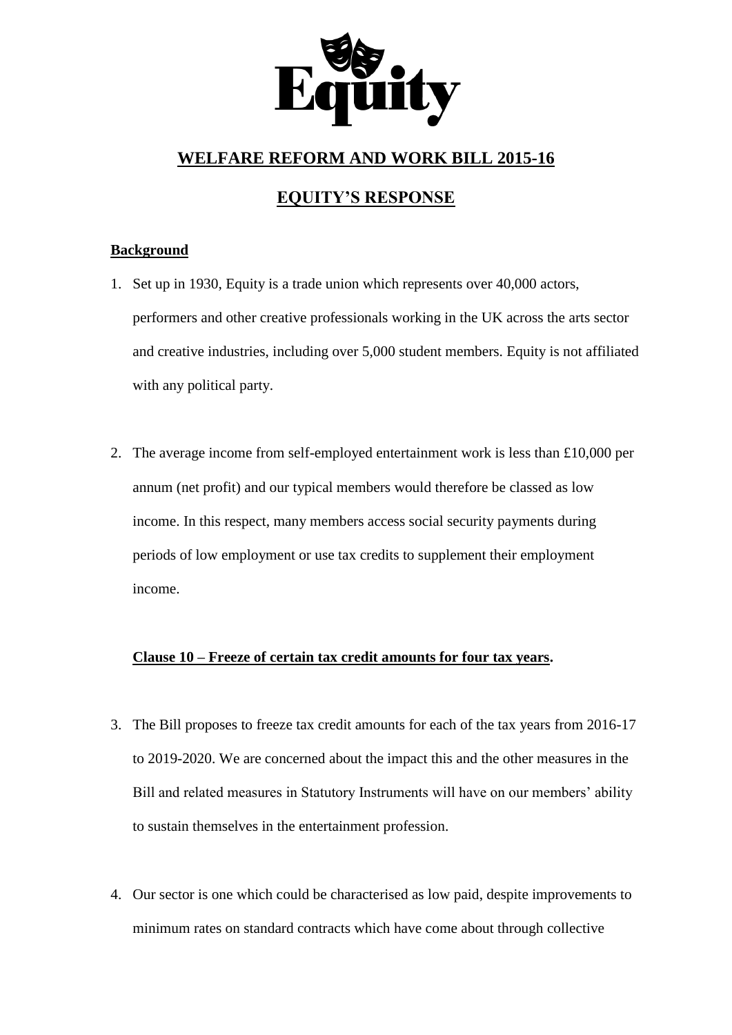Equity

# WELFARE REFORM AND WORK BILL 2015-16

## EQUITY'S RESPONSE

### Background

1. Set up in 1930, Equity is a trade union which represents over 40,000 actors, performers and other creative professionals working in the UK across the arts sector and creative industries, including over 5,000 student members. Equity is not affiliated with any political party.

2. The average income from self-employed entertainment work is less than £10,000 per annum (net profit) and our typical members would therefore be classed as low income. In this respect, many members access social security payments during periods of low employment or use tax credits to supplement their employment income.

### Clause 10 – Freeze of certain tax credit amounts for four tax years.

3. The Bill proposes to freeze tax credit amounts for each of the tax years from 2016-17 to 2019-2020. We are concerned about the impact this and the other measures in the Bill and related measures in Statutory Instruments will have on our members' ability to sustain themselves in the entertainment profession.

4. Our sector is one which could be characterised as low paid, despite improvements to minimum rates on standard contracts which have come about through collective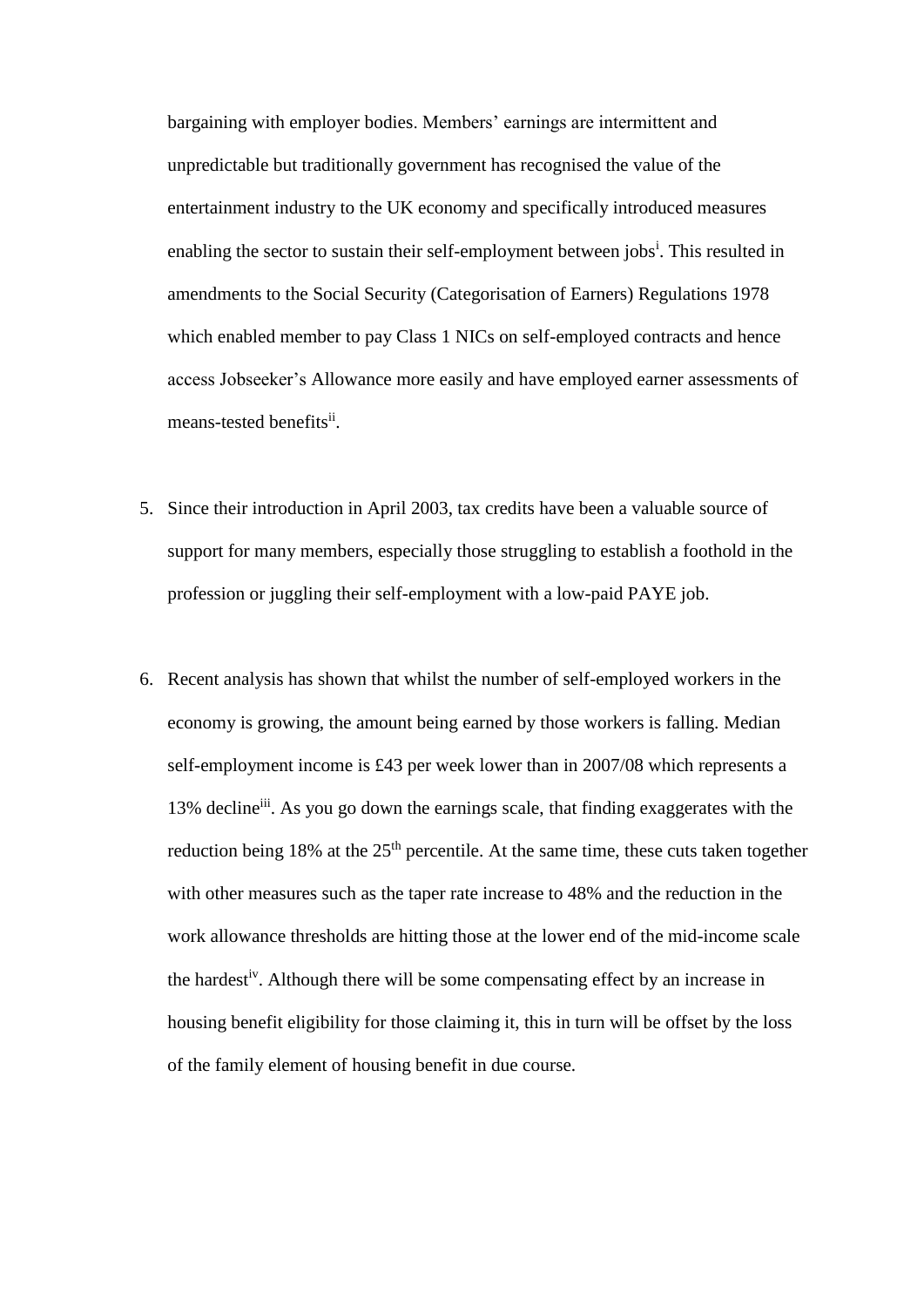bargaining with employer bodies. Members' earnings are intermittent and unpredictable but traditionally government has recognised the value of the entertainment industry to the UK economy and specifically introduced measures enabling the sector to sustain their self-employment between jobs[i]. This resulted in amendments to the Social Security (Categorisation of Earners) Regulations 1978 which enabled member to pay Class 1 NICs on self-employed contracts and hence access Jobseeker's Allowance more easily and have employed earner assessments of means-tested benefits[ii].

5. Since their introduction in April 2003, tax credits have been a valuable source of support for many members, especially those struggling to establish a foothold in the profession or juggling their self-employment with a low-paid PAYE job.

6. Recent analysis has shown that whilst the number of self-employed workers in the economy is growing, the amount being earned by those workers is falling. Median self-employment income is £43 per week lower than in 2007/08 which represents a 13% decline[iii]. As you go down the earnings scale, that finding exaggerates with the reduction being 18% at the 25th percentile. At the same time, these cuts taken together with other measures such as the taper rate increase to 48% and the reduction in the work allowance thresholds are hitting those at the lower end of the mid-income scale the hardest[iv]. Although there will be some compensating effect by an increase in housing benefit eligibility for those claiming it, this in turn will be offset by the loss of the family element of housing benefit in due course.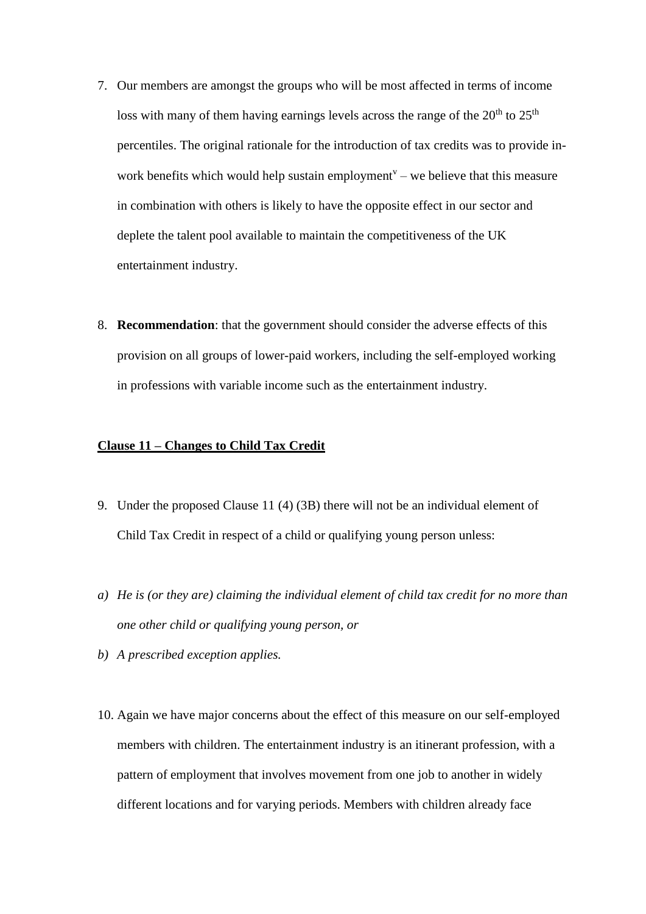7. Our members are amongst the groups who will be most affected in terms of income loss with many of them having earnings levels across the range of the 20th to 25th percentiles. The original rationale for the introduction of tax credits was to provide in-work benefits which would help sustain employment[v] – we believe that this measure in combination with others is likely to have the opposite effect in our sector and deplete the talent pool available to maintain the competitiveness of the UK entertainment industry.

8. **Recommendation**: that the government should consider the adverse effects of this provision on all groups of lower-paid workers, including the self-employed working in professions with variable income such as the entertainment industry.

**Clause 11 – Changes to Child Tax Credit**

9. Under the proposed Clause 11 (4) (3B) there will not be an individual element of Child Tax Credit in respect of a child or qualifying young person unless:

*a) He is (or they are) claiming the individual element of child tax credit for no more than one other child or qualifying young person, or*

*b) A prescribed exception applies.*

10. Again we have major concerns about the effect of this measure on our self-employed members with children. The entertainment industry is an itinerant profession, with a pattern of employment that involves movement from one job to another in widely different locations and for varying periods. Members with children already face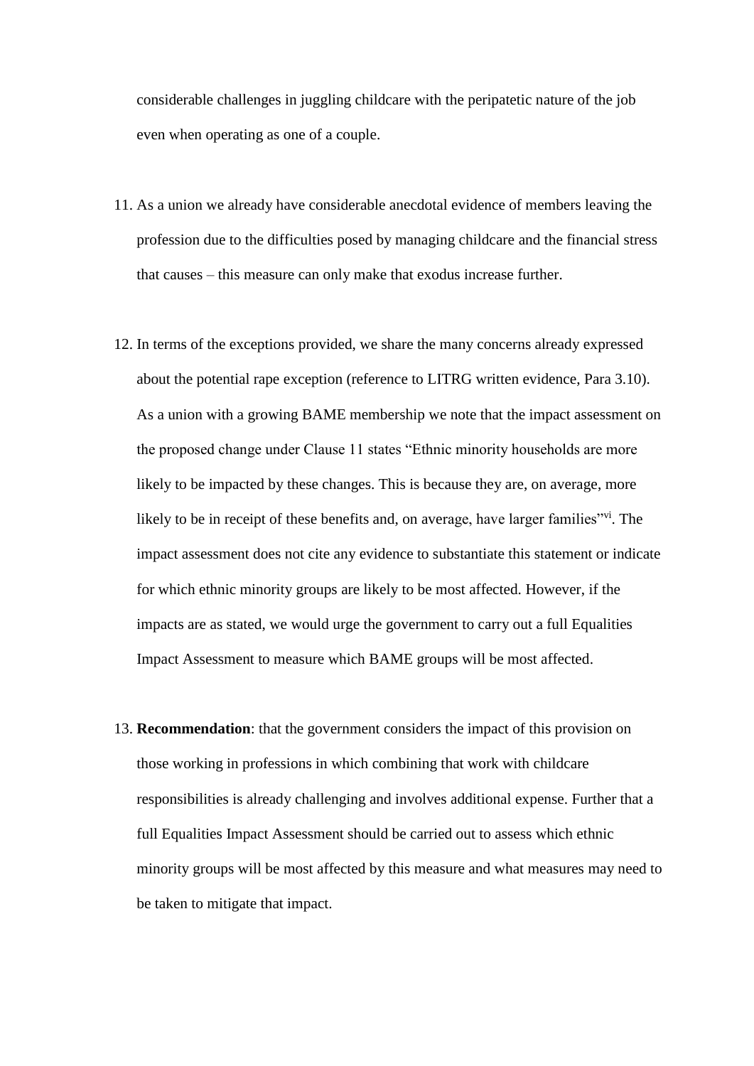considerable challenges in juggling childcare with the peripatetic nature of the job even when operating as one of a couple.

11. As a union we already have considerable anecdotal evidence of members leaving the profession due to the difficulties posed by managing childcare and the financial stress that causes – this measure can only make that exodus increase further.

12. In terms of the exceptions provided, we share the many concerns already expressed about the potential rape exception (reference to LITRG written evidence, Para 3.10). As a union with a growing BAME membership we note that the impact assessment on the proposed change under Clause 11 states "Ethnic minority households are more likely to be impacted by these changes. This is because they are, on average, more likely to be in receipt of these benefits and, on average, have larger families"[vi]. The impact assessment does not cite any evidence to substantiate this statement or indicate for which ethnic minority groups are likely to be most affected. However, if the impacts are as stated, we would urge the government to carry out a full Equalities Impact Assessment to measure which BAME groups will be most affected.

13. **Recommendation**: that the government considers the impact of this provision on those working in professions in which combining that work with childcare responsibilities is already challenging and involves additional expense. Further that a full Equalities Impact Assessment should be carried out to assess which ethnic minority groups will be most affected by this measure and what measures may need to be taken to mitigate that impact.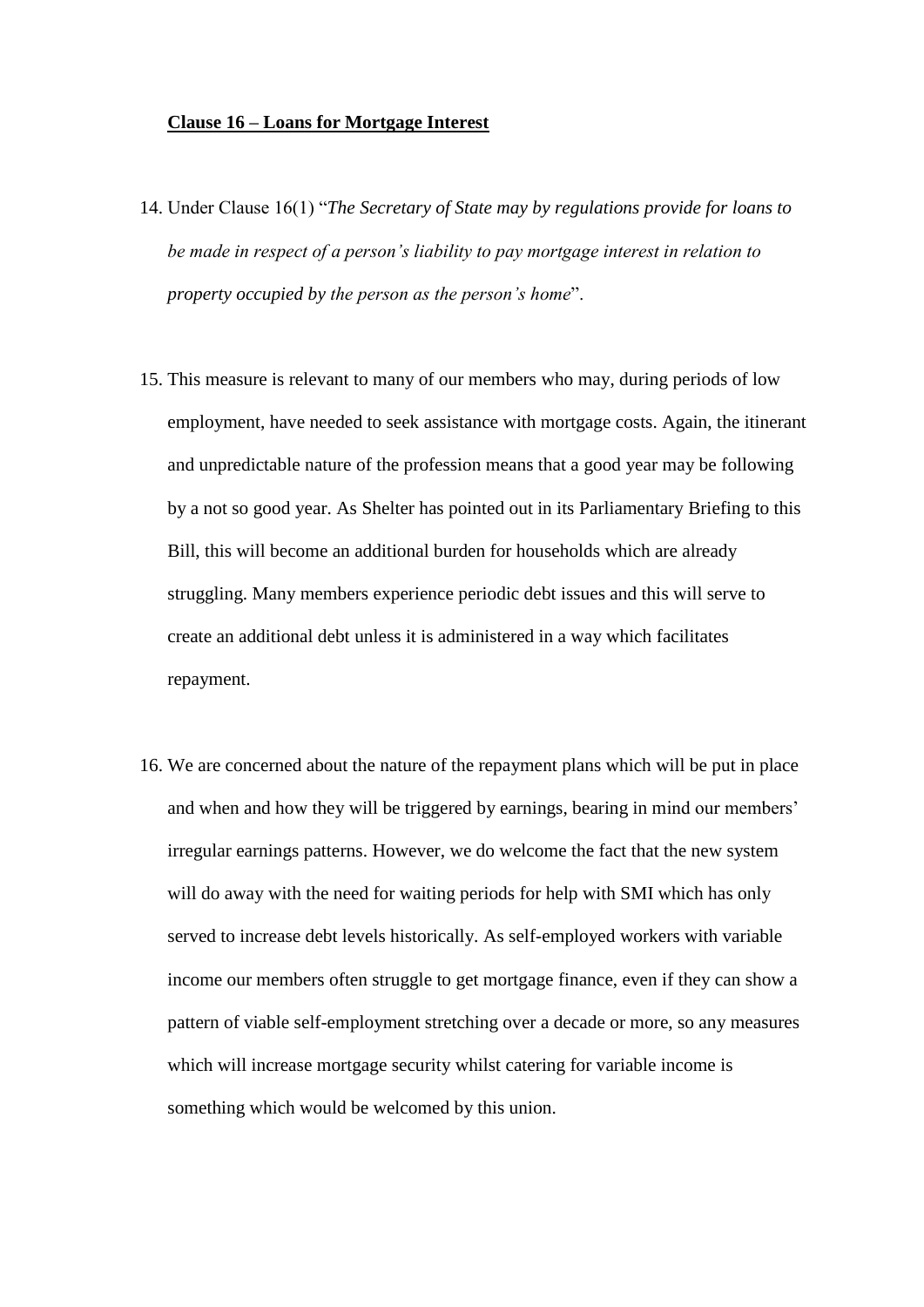**Clause 16 – Loans for Mortgage Interest**

14. Under Clause 16(1) "*The Secretary of State may by regulations provide for loans to be made in respect of a person's liability to pay mortgage interest in relation to property occupied by the person as the person's home*".

15. This measure is relevant to many of our members who may, during periods of low employment, have needed to seek assistance with mortgage costs. Again, the itinerant and unpredictable nature of the profession means that a good year may be following by a not so good year. As Shelter has pointed out in its Parliamentary Briefing to this Bill, this will become an additional burden for households which are already struggling. Many members experience periodic debt issues and this will serve to create an additional debt unless it is administered in a way which facilitates repayment.

16. We are concerned about the nature of the repayment plans which will be put in place and when and how they will be triggered by earnings, bearing in mind our members' irregular earnings patterns. However, we do welcome the fact that the new system will do away with the need for waiting periods for help with SMI which has only served to increase debt levels historically. As self-employed workers with variable income our members often struggle to get mortgage finance, even if they can show a pattern of viable self-employment stretching over a decade or more, so any measures which will increase mortgage security whilst catering for variable income is something which would be welcomed by this union.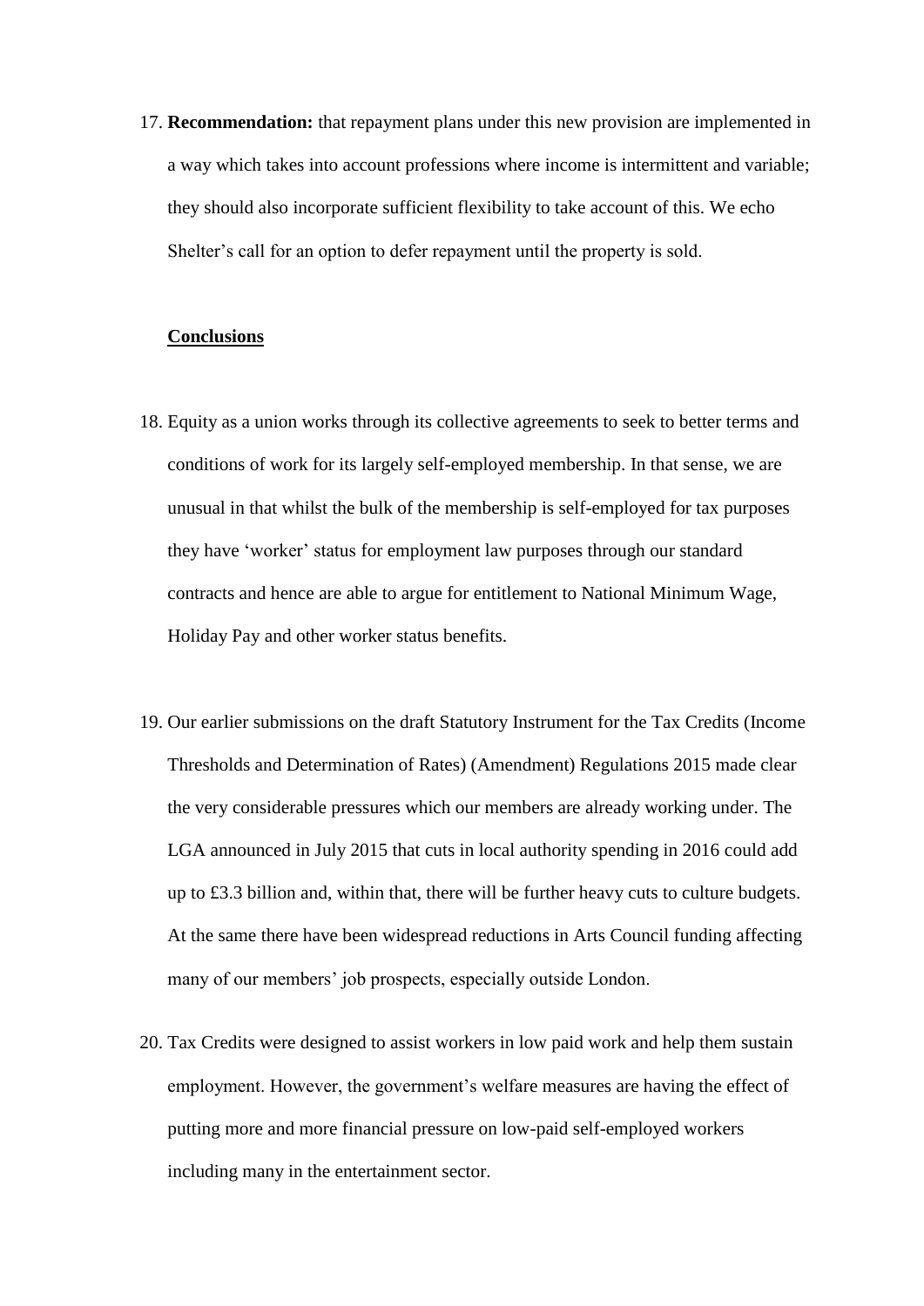17. **Recommendation:** that repayment plans under this new provision are implemented in a way which takes into account professions where income is intermittent and variable; they should also incorporate sufficient flexibility to take account of this. We echo Shelter's call for an option to defer repayment until the property is sold.

## Conclusions

18. Equity as a union works through its collective agreements to seek to better terms and conditions of work for its largely self-employed membership. In that sense, we are unusual in that whilst the bulk of the membership is self-employed for tax purposes they have 'worker' status for employment law purposes through our standard contracts and hence are able to argue for entitlement to National Minimum Wage, Holiday Pay and other worker status benefits.

19. Our earlier submissions on the draft Statutory Instrument for the Tax Credits (Income Thresholds and Determination of Rates) (Amendment) Regulations 2015 made clear the very considerable pressures which our members are already working under. The LGA announced in July 2015 that cuts in local authority spending in 2016 could add up to £3.3 billion and, within that, there will be further heavy cuts to culture budgets. At the same there have been widespread reductions in Arts Council funding affecting many of our members' job prospects, especially outside London.

20. Tax Credits were designed to assist workers in low paid work and help them sustain employment. However, the government's welfare measures are having the effect of putting more and more financial pressure on low-paid self-employed workers including many in the entertainment sector.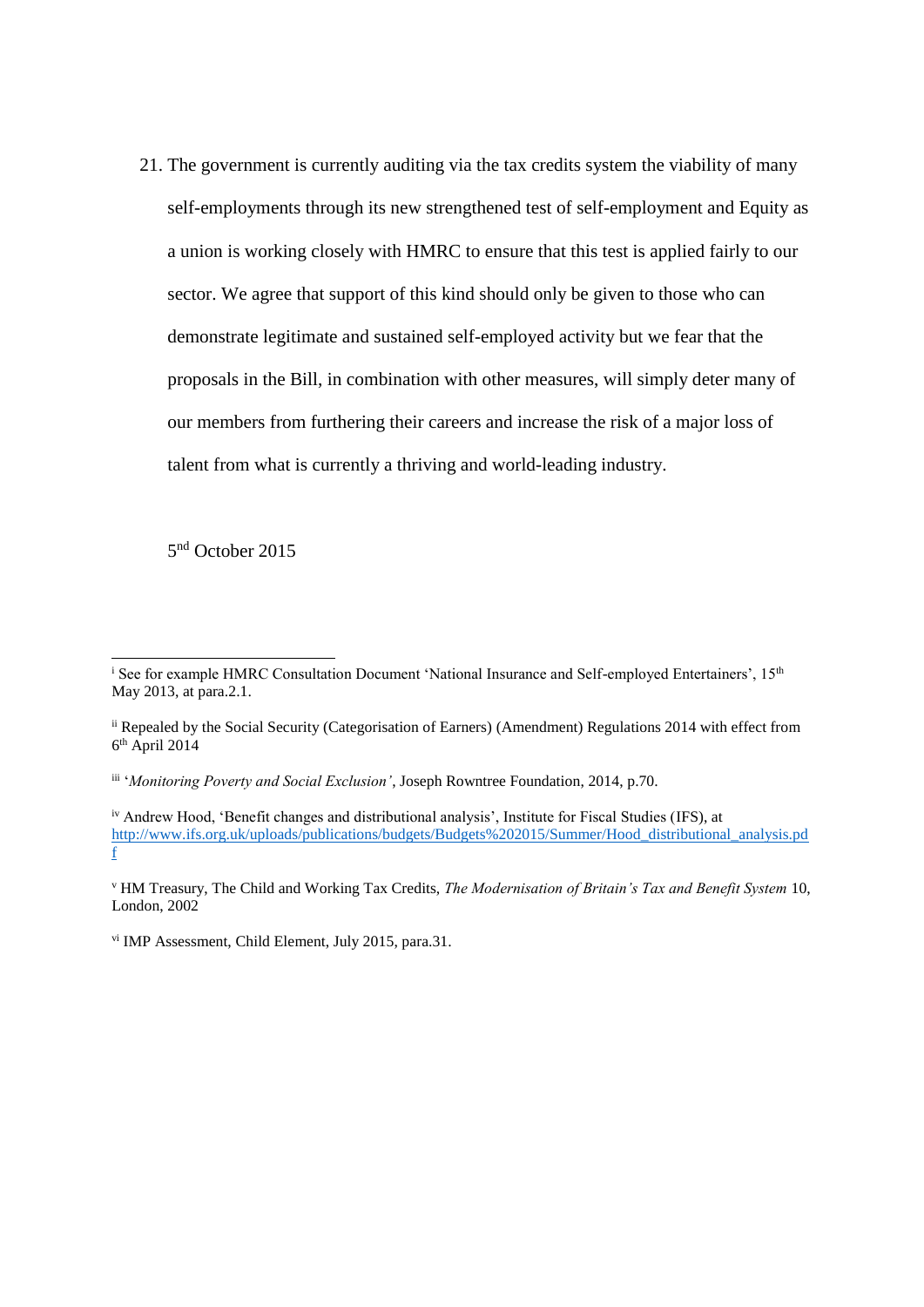21. The government is currently auditing via the tax credits system the viability of many self-employments through its new strengthened test of self-employment and Equity as a union is working closely with HMRC to ensure that this test is applied fairly to our sector. We agree that support of this kind should only be given to those who can demonstrate legitimate and sustained self-employed activity but we fear that the proposals in the Bill, in combination with other measures, will simply deter many of our members from furthering their careers and increase the risk of a major loss of talent from what is currently a thriving and world-leading industry.

5nd October 2015

---

[i] See for example HMRC Consultation Document 'National Insurance and Self-employed Entertainers', 15th May 2013, at para.2.1.

[ii] Repealed by the Social Security (Categorisation of Earners) (Amendment) Regulations 2014 with effect from 6th April 2014

[iii] '*Monitoring Poverty and Social Exclusion'*, Joseph Rowntree Foundation, 2014, p.70.

[iv] Andrew Hood, 'Benefit changes and distributional analysis', Institute for Fiscal Studies (IFS), at http://www.ifs.org.uk/uploads/publications/budgets/Budgets%202015/Summer/Hood_distributional_analysis.pdf

[v] HM Treasury, The Child and Working Tax Credits, *The Modernisation of Britain's Tax and Benefit System* 10, London, 2002

[vi] IMP Assessment, Child Element, July 2015, para.31.